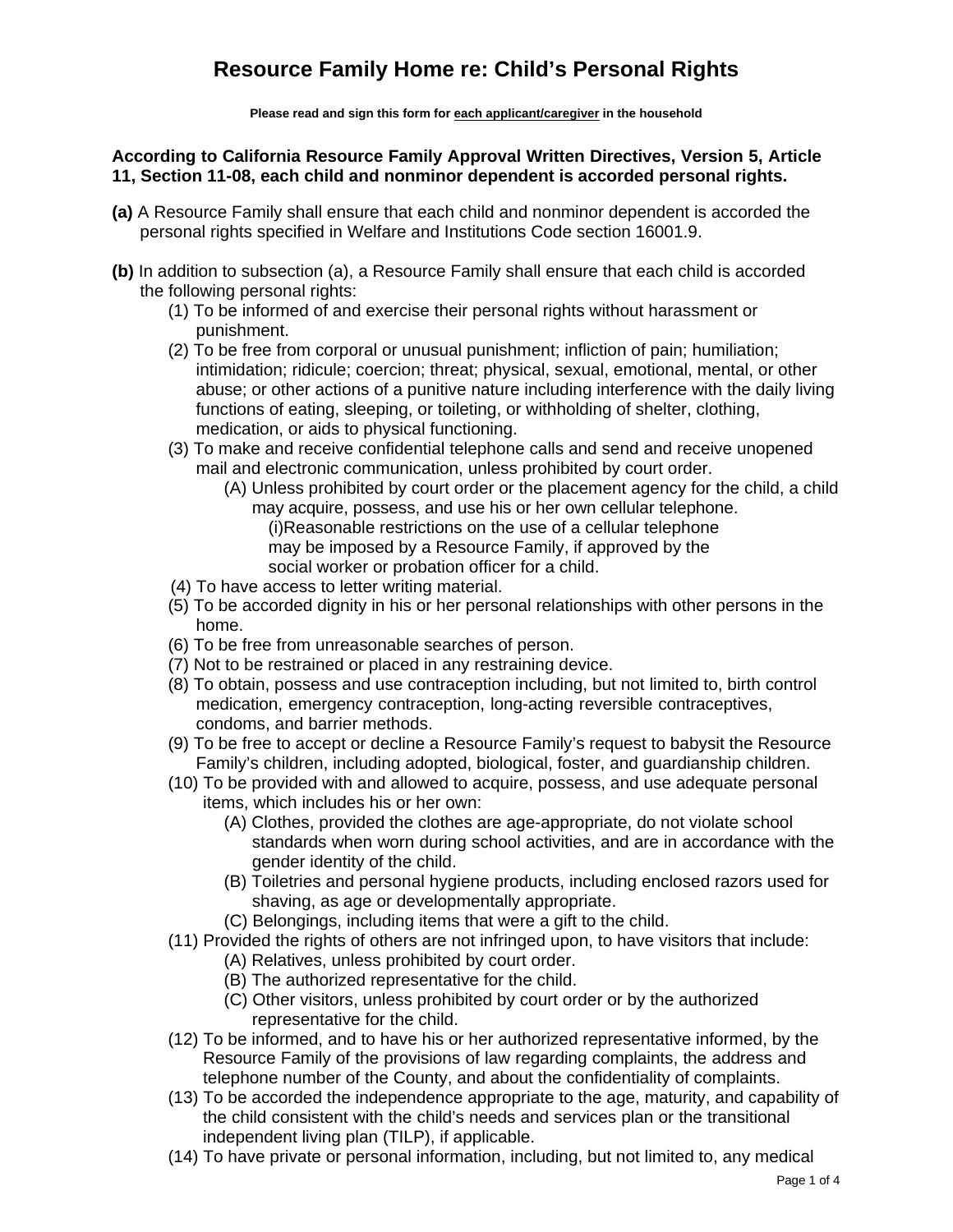# Resource Family Home re: Child's Personal Rights

**Please read and sign this form for <u>each applicant/caregiver</u> in the household**

**According to California Resource Family Approval Written Directives, Version 5, Article 11, Section 11-08, each child and nonminor dependent is accorded personal rights.**

**(a)** A Resource Family shall ensure that each child and nonminor dependent is accorded the personal rights specified in Welfare and Institutions Code section 16001.9.

**(b)** In addition to subsection (a), a Resource Family shall ensure that each child is accorded the following personal rights:

- (1) To be informed of and exercise their personal rights without harassment or punishment.
- (2) To be free from corporal or unusual punishment; infliction of pain; humiliation; intimidation; ridicule; coercion; threat; physical, sexual, emotional, mental, or other abuse; or other actions of a punitive nature including interference with the daily living functions of eating, sleeping, or toileting, or withholding of shelter, clothing, medication, or aids to physical functioning.
- (3) To make and receive confidential telephone calls and send and receive unopened mail and electronic communication, unless prohibited by court order.
  - (A) Unless prohibited by court order or the placement agency for the child, a child may acquire, possess, and use his or her own cellular telephone.
    - (i)Reasonable restrictions on the use of a cellular telephone may be imposed by a Resource Family, if approved by the social worker or probation officer for a child.
- (4) To have access to letter writing material.
- (5) To be accorded dignity in his or her personal relationships with other persons in the home.
- (6) To be free from unreasonable searches of person.
- (7) Not to be restrained or placed in any restraining device.
- (8) To obtain, possess and use contraception including, but not limited to, birth control medication, emergency contraception, long-acting reversible contraceptives, condoms, and barrier methods.
- (9) To be free to accept or decline a Resource Family's request to babysit the Resource Family's children, including adopted, biological, foster, and guardianship children.
- (10) To be provided with and allowed to acquire, possess, and use adequate personal items, which includes his or her own:
  - (A) Clothes, provided the clothes are age-appropriate, do not violate school standards when worn during school activities, and are in accordance with the gender identity of the child.
  - (B) Toiletries and personal hygiene products, including enclosed razors used for shaving, as age or developmentally appropriate.
  - (C) Belongings, including items that were a gift to the child.
- (11) Provided the rights of others are not infringed upon, to have visitors that include:
  - (A) Relatives, unless prohibited by court order.
  - (B) The authorized representative for the child.
  - (C) Other visitors, unless prohibited by court order or by the authorized representative for the child.
- (12) To be informed, and to have his or her authorized representative informed, by the Resource Family of the provisions of law regarding complaints, the address and telephone number of the County, and about the confidentiality of complaints.
- (13) To be accorded the independence appropriate to the age, maturity, and capability of the child consistent with the child's needs and services plan or the transitional independent living plan (TILP), if applicable.
- (14) To have private or personal information, including, but not limited to, any medical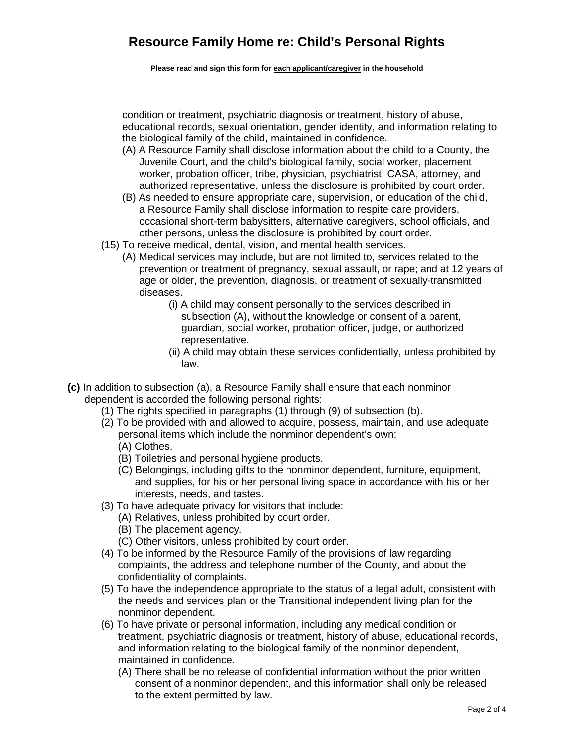condition or treatment, psychiatric diagnosis or treatment, history of abuse, educational records, sexual orientation, gender identity, and information relating to the biological family of the child, maintained in confidence.

- (A) A Resource Family shall disclose information about the child to a County, the Juvenile Court, and the child's biological family, social worker, placement worker, probation officer, tribe, physician, psychiatrist, CASA, attorney, and authorized representative, unless the disclosure is prohibited by court order.
- (B) As needed to ensure appropriate care, supervision, or education of the child, a Resource Family shall disclose information to respite care providers, occasional short-term babysitters, alternative caregivers, school officials, and other persons, unless the disclosure is prohibited by court order.

(15) To receive medical, dental, vision, and mental health services.

- (A) Medical services may include, but are not limited to, services related to the prevention or treatment of pregnancy, sexual assault, or rape; and at 12 years of age or older, the prevention, diagnosis, or treatment of sexually-transmitted diseases.
  - (i) A child may consent personally to the services described in subsection (A), without the knowledge or consent of a parent, guardian, social worker, probation officer, judge, or authorized representative.
  - (ii) A child may obtain these services confidentially, unless prohibited by law.

**(c)** In addition to subsection (a), a Resource Family shall ensure that each nonminor dependent is accorded the following personal rights:

(1) The rights specified in paragraphs (1) through (9) of subsection (b).

(2) To be provided with and allowed to acquire, possess, maintain, and use adequate personal items which include the nonminor dependent's own:

- (A) Clothes.
- (B) Toiletries and personal hygiene products.
- (C) Belongings, including gifts to the nonminor dependent, furniture, equipment, and supplies, for his or her personal living space in accordance with his or her interests, needs, and tastes.

(3) To have adequate privacy for visitors that include:

- (A) Relatives, unless prohibited by court order.
- (B) The placement agency.
- (C) Other visitors, unless prohibited by court order.

(4) To be informed by the Resource Family of the provisions of law regarding complaints, the address and telephone number of the County, and about the confidentiality of complaints.

(5) To have the independence appropriate to the status of a legal adult, consistent with the needs and services plan or the Transitional independent living plan for the nonminor dependent.

(6) To have private or personal information, including any medical condition or treatment, psychiatric diagnosis or treatment, history of abuse, educational records, and information relating to the biological family of the nonminor dependent, maintained in confidence.

- (A) There shall be no release of confidential information without the prior written consent of a nonminor dependent, and this information shall only be released to the extent permitted by law.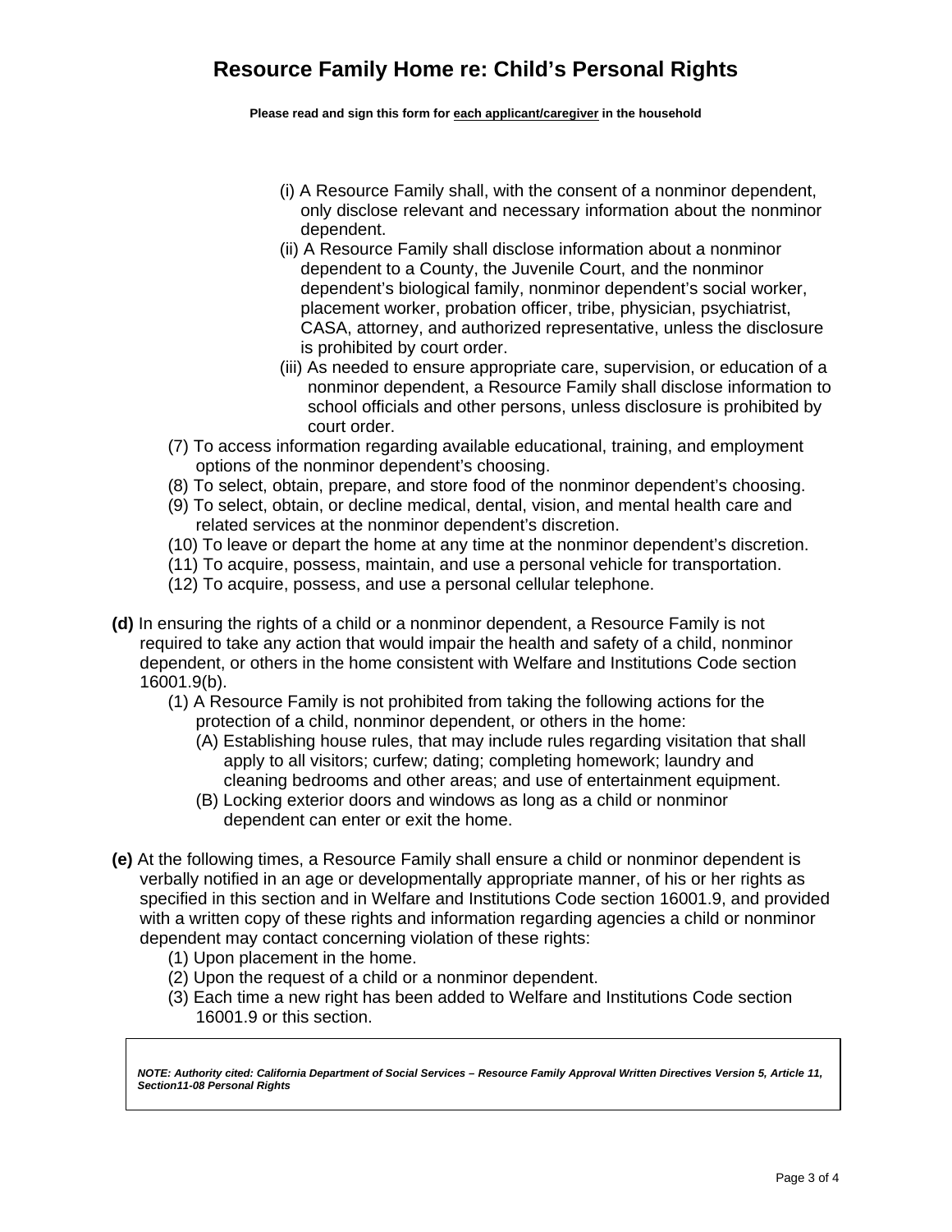# Resource Family Home re: Child's Personal Rights

**Please read and sign this form for each applicant/caregiver in the household**

- (i) A Resource Family shall, with the consent of a nonminor dependent, only disclose relevant and necessary information about the nonminor dependent.
- (ii) A Resource Family shall disclose information about a nonminor dependent to a County, the Juvenile Court, and the nonminor dependent's biological family, nonminor dependent's social worker, placement worker, probation officer, tribe, physician, psychiatrist, CASA, attorney, and authorized representative, unless the disclosure is prohibited by court order.
- (iii) As needed to ensure appropriate care, supervision, or education of a nonminor dependent, a Resource Family shall disclose information to school officials and other persons, unless disclosure is prohibited by court order.

(7) To access information regarding available educational, training, and employment options of the nonminor dependent's choosing.

(8) To select, obtain, prepare, and store food of the nonminor dependent's choosing.

(9) To select, obtain, or decline medical, dental, vision, and mental health care and related services at the nonminor dependent's discretion.

(10) To leave or depart the home at any time at the nonminor dependent's discretion.

(11) To acquire, possess, maintain, and use a personal vehicle for transportation.

(12) To acquire, possess, and use a personal cellular telephone.

**(d)** In ensuring the rights of a child or a nonminor dependent, a Resource Family is not required to take any action that would impair the health and safety of a child, nonminor dependent, or others in the home consistent with Welfare and Institutions Code section 16001.9(b).

- (1) A Resource Family is not prohibited from taking the following actions for the protection of a child, nonminor dependent, or others in the home:
  - (A) Establishing house rules, that may include rules regarding visitation that shall apply to all visitors; curfew; dating; completing homework; laundry and cleaning bedrooms and other areas; and use of entertainment equipment.
  - (B) Locking exterior doors and windows as long as a child or nonminor dependent can enter or exit the home.

**(e)** At the following times, a Resource Family shall ensure a child or nonminor dependent is verbally notified in an age or developmentally appropriate manner, of his or her rights as specified in this section and in Welfare and Institutions Code section 16001.9, and provided with a written copy of these rights and information regarding agencies a child or nonminor dependent may contact concerning violation of these rights:

- (1) Upon placement in the home.
- (2) Upon the request of a child or a nonminor dependent.
- (3) Each time a new right has been added to Welfare and Institutions Code section 16001.9 or this section.

***NOTE: Authority cited: California Department of Social Services – Resource Family Approval Written Directives Version 5, Article 11, Section11-08 Personal Rights***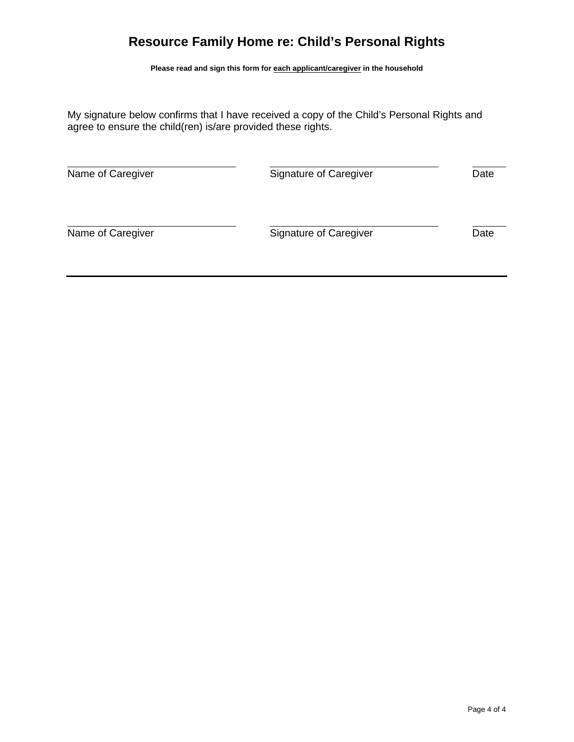# Resource Family Home re: Child's Personal Rights

**Please read and sign this form for each applicant/caregiver in the household**

My signature below confirms that I have received a copy of the Child's Personal Rights and agree to ensure the child(ren) is/are provided these rights.

| | | |
|---|---|---|
| \_\_\_\_\_\_\_\_\_\_\_\_\_\_\_\_\_\_\_\_\_\_\_\_\_\_ | \_\_\_\_\_\_\_\_\_\_\_\_\_\_\_\_\_\_\_\_\_\_\_\_\_\_ | \_\_\_\_\_\_ |
| Name of Caregiver | Signature of Caregiver | Date |
| \_\_\_\_\_\_\_\_\_\_\_\_\_\_\_\_\_\_\_\_\_\_\_\_\_\_ | \_\_\_\_\_\_\_\_\_\_\_\_\_\_\_\_\_\_\_\_\_\_\_\_\_\_ | \_\_\_\_\_\_ |
| Name of Caregiver | Signature of Caregiver | Date |